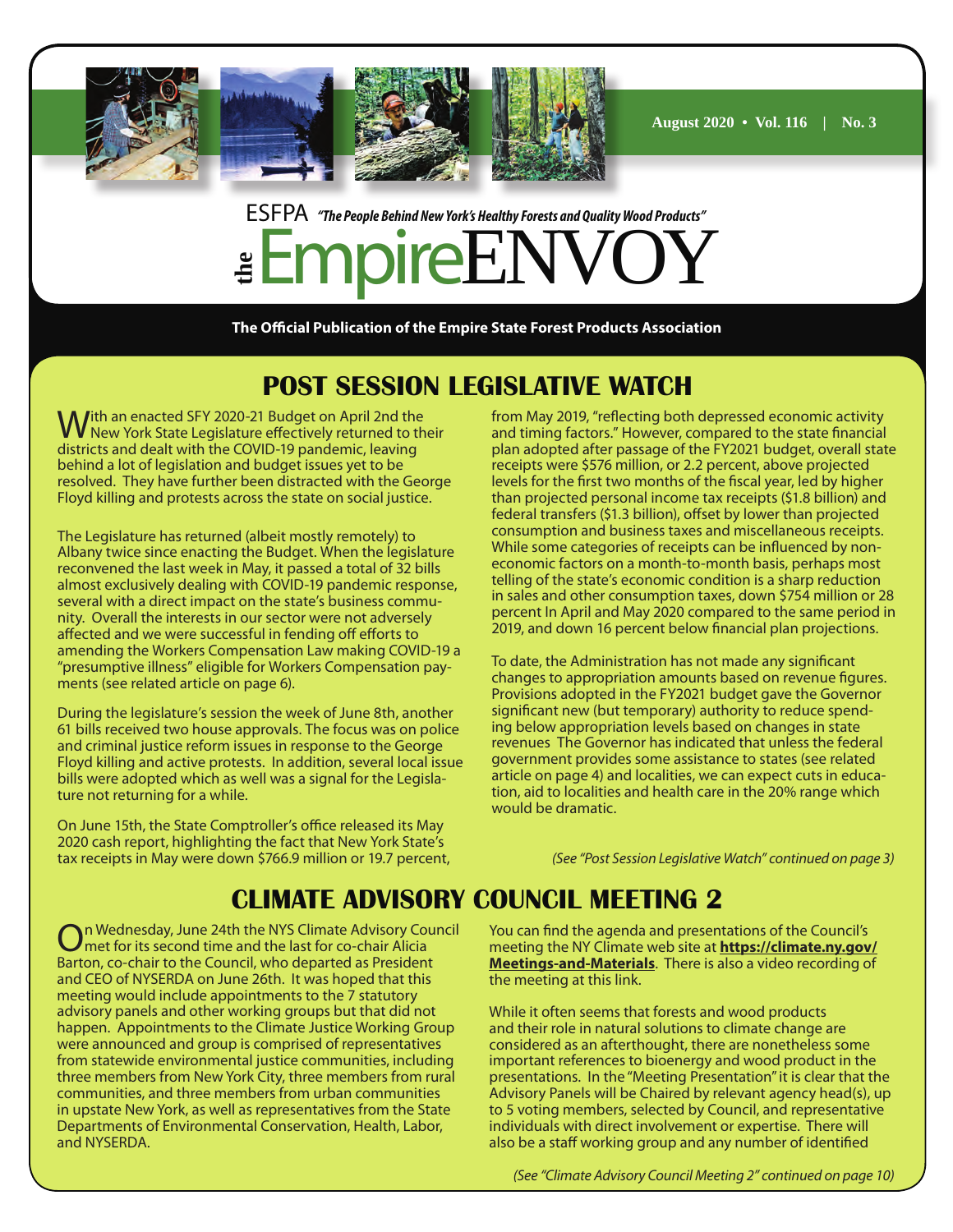August 2020 • Vol. 116 | No. 3

ESFPA *"The People Behind New York's Healthy Forests and Quality Wood Products"*

# the EmpireENVOY

**The Official Publication of the Empire State Forest Products Association**

## POST SESSION LEGISLATIVE WATCH

With an enacted SFY 2020-21 Budget on April 2nd the New York State Legislature effectively returned to their districts and dealt with the COVID-19 pandemic, leaving behind a lot of legislation and budget issues yet to be resolved. They have further been distracted with the George Floyd killing and protests across the state on social justice.

The Legislature has returned (albeit mostly remotely) to Albany twice since enacting the Budget. When the legislature reconvened the last week in May, it passed a total of 32 bills almost exclusively dealing with COVID-19 pandemic response, several with a direct impact on the state's business community. Overall the interests in our sector were not adversely affected and we were successful in fending off efforts to amending the Workers Compensation Law making COVID-19 a "presumptive illness" eligible for Workers Compensation payments (see related article on page 6).

During the legislature's session the week of June 8th, another 61 bills received two house approvals. The focus was on police and criminal justice reform issues in response to the George Floyd killing and active protests. In addition, several local issue bills were adopted which as well was a signal for the Legislature not returning for a while.

On June 15th, the State Comptroller's office released its May 2020 cash report, highlighting the fact that New York State's tax receipts in May were down $766.9 million or 19.7 percent, from May 2019, "reflecting both depressed economic activity and timing factors." However, compared to the state financial plan adopted after passage of the FY2021 budget, overall state receipts were $576 million, or 2.2 percent, above projected levels for the first two months of the fiscal year, led by higher than projected personal income tax receipts ($1.8 billion) and federal transfers ($1.3 billion), offset by lower than projected consumption and business taxes and miscellaneous receipts. While some categories of receipts can be influenced by non-economic factors on a month-to-month basis, perhaps most telling of the state's economic condition is a sharp reduction in sales and other consumption taxes, down $754 million or 28 percent In April and May 2020 compared to the same period in 2019, and down 16 percent below financial plan projections.

To date, the Administration has not made any significant changes to appropriation amounts based on revenue figures. Provisions adopted in the FY2021 budget gave the Governor significant new (but temporary) authority to reduce spending below appropriation levels based on changes in state revenues The Governor has indicated that unless the federal government provides some assistance to states (see related article on page 4) and localities, we can expect cuts in education, aid to localities and health care in the 20% range which would be dramatic.

*(See "Post Session Legislative Watch" continued on page 3)*

## CLIMATE ADVISORY COUNCIL MEETING 2

On Wednesday, June 24th the NYS Climate Advisory Council met for its second time and the last for co-chair Alicia Barton, co-chair to the Council, who departed as President and CEO of NYSERDA on June 26th. It was hoped that this meeting would include appointments to the 7 statutory advisory panels and other working groups but that did not happen. Appointments to the Climate Justice Working Group were announced and group is comprised of representatives from statewide environmental justice communities, including three members from New York City, three members from rural communities, and three members from urban communities in upstate New York, as well as representatives from the State Departments of Environmental Conservation, Health, Labor, and NYSERDA.

You can find the agenda and presentations of the Council's meeting the NY Climate web site at **https://climate.ny.gov/Meetings-and-Materials**. There is also a video recording of the meeting at this link.

While it often seems that forests and wood products and their role in natural solutions to climate change are considered as an afterthought, there are nonetheless some important references to bioenergy and wood product in the presentations. In the "Meeting Presentation" it is clear that the Advisory Panels will be Chaired by relevant agency head(s), up to 5 voting members, selected by Council, and representative individuals with direct involvement or expertise. There will also be a staff working group and any number of identified

*(See "Climate Advisory Council Meeting 2" continued on page 10)*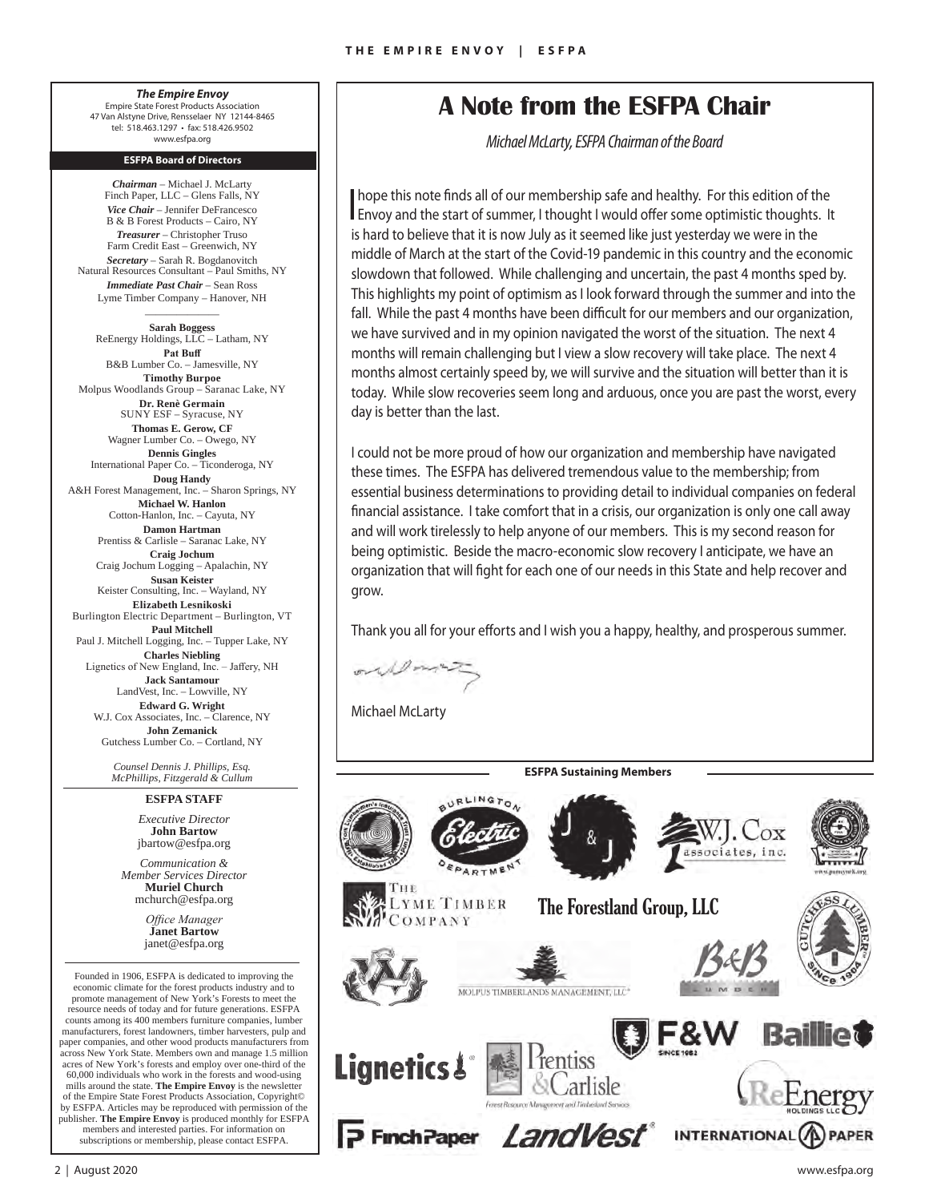***The Empire Envoy***
Empire State Forest Products Association
47 Van Alstyne Drive, Rensselaer NY 12144-8465
tel: 518.463.1297 • fax: 518.426.9502
www.esfpa.org

**ESFPA Board of Directors**

***Chairman*** – Michael J. McLarty
Finch Paper, LLC – Glens Falls, NY

***Vice Chair*** – Jennifer DeFrancesco
B & B Forest Products – Cairo, NY

***Treasurer*** – Christopher Truso
Farm Credit East – Greenwich, NY

***Secretary*** – Sarah R. Bogdanovitch
Natural Resources Consultant – Paul Smiths, NY

***Immediate Past Chair*** – Sean Ross
Lyme Timber Company – Hanover, NH

**Sarah Boggess**
ReEnergy Holdings, LLC – Latham, NY

**Pat Buff**
B&B Lumber Co. – Jamesville, NY

**Timothy Burpoe**
Molpus Woodlands Group – Saranac Lake, NY

**Dr. Renè Germain**
SUNY ESF – Syracuse, NY

**Thomas E. Gerow, CF**
Wagner Lumber Co. – Owego, NY

**Dennis Gingles**
International Paper Co. – Ticonderoga, NY

**Doug Handy**
A&H Forest Management, Inc. – Sharon Springs, NY

**Michael W. Hanlon**
Cotton-Hanlon, Inc. – Cayuta, NY

**Damon Hartman**
Prentiss & Carlisle – Saranac Lake, NY

**Craig Jochum**
Craig Jochum Logging – Apalachin, NY

**Susan Keister**
Keister Consulting, Inc. – Wayland, NY

**Elizabeth Lesnikoski**
Burlington Electric Department – Burlington, VT

**Paul Mitchell**
Paul J. Mitchell Logging, Inc. – Tupper Lake, NY

**Charles Niebling**
Lignetics of New England, Inc. – Jaffery, NH

**Jack Santamour**
LandVest, Inc. – Lowville, NY

**Edward G. Wright**
W.J. Cox Associates, Inc. – Clarence, NY

**John Zemanick**
Gutchess Lumber Co. – Cortland, NY

*Counsel Dennis J. Phillips, Esq.*
*McPhillips, Fitzgerald & Cullum*

**ESFPA STAFF**

*Executive Director*
**John Bartow**
jbartow@esfpa.org

*Communication & Member Services Director*
**Muriel Church**
mchurch@esfpa.org

*Office Manager*
**Janet Bartow**
janet@esfpa.org

Founded in 1906, ESFPA is dedicated to improving the economic climate for the forest products industry and to promote management of New York's Forests to meet the resource needs of today and for future generations. ESFPA counts among its 400 members furniture companies, lumber manufacturers, forest landowners, timber harvesters, pulp and paper companies, and other wood products manufacturers from across New York State. Members own and manage 1.5 million acres of New York's forests and employ over one-third of the 60,000 individuals who work in the forests and wood-using mills around the state. **The Empire Envoy** is the newsletter of the Empire State Forest Products Association, Copyright© by ESFPA. Articles may be reproduced with permission of the publisher. **The Empire Envoy** is produced monthly for ESFPA members and interested parties. For information on subscriptions or membership, please contact ESFPA.

# A Note from the ESFPA Chair

*Michael McLarty, ESFPA Chairman of the Board*

I hope this note finds all of our membership safe and healthy. For this edition of the Envoy and the start of summer, I thought I would offer some optimistic thoughts. It is hard to believe that it is now July as it seemed like just yesterday we were in the middle of March at the start of the Covid-19 pandemic in this country and the economic slowdown that followed. While challenging and uncertain, the past 4 months sped by. This highlights my point of optimism as I look forward through the summer and into the fall. While the past 4 months have been difficult for our members and our organization, we have survived and in my opinion navigated the worst of the situation. The next 4 months will remain challenging but I view a slow recovery will take place. The next 4 months almost certainly speed by, we will survive and the situation will better than it is today. While slow recoveries seem long and arduous, once you are past the worst, every day is better than the last.

I could not be more proud of how our organization and membership have navigated these times. The ESFPA has delivered tremendous value to the membership; from essential business determinations to providing detail to individual companies on federal financial assistance. I take comfort that in a crisis, our organization is only one call away and will work tirelessly to help anyone of our members. This is my second reason for being optimistic. Beside the macro-economic slow recovery I anticipate, we have an organization that will fight for each one of our needs in this State and help recover and grow.

Thank you all for your efforts and I wish you a happy, healthy, and prosperous summer.

Michael McLarty

**ESFPA Sustaining Members**

Burlington Electric Department · J & J · W.J. Cox Associates, Inc. · The Lyme Timber Company · The Forestland Group, LLC · Gutchess Lumber (Since 1904) · Molpus Timberlands Management, LLC · B&B Lumber · F&W (Since 1982) · Baillie · Lignetics · Prentiss & Carlisle (Forest Resource Management and Timberland Services) · ReEnergy Holdings LLC · Finch Paper · LandVest · International Paper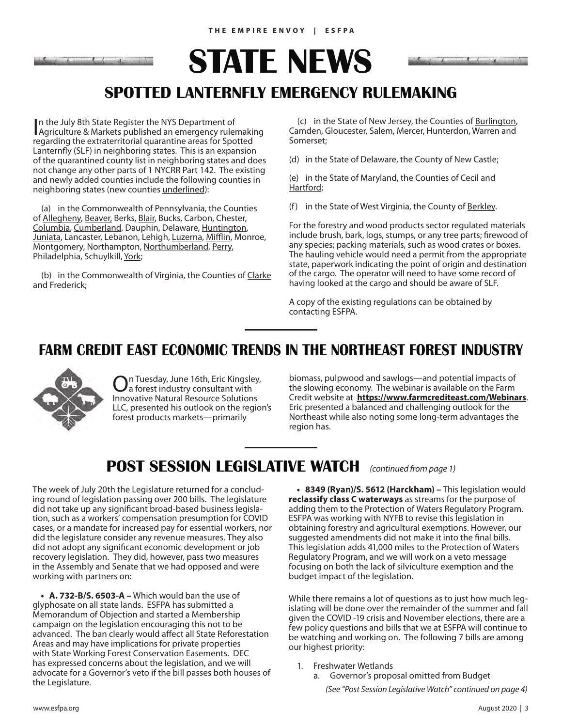# STATE NEWS

## SPOTTED LANTERNFLY EMERGENCY RULEMAKING

In the July 8th State Register the NYS Department of Agriculture & Markets published an emergency rulemaking regarding the extraterritorial quarantine areas for Spotted Lanternfly (SLF) in neighboring states. This is an expansion of the quarantined county list in neighboring states and does not change any other parts of 1 NYCRR Part 142. The existing and newly added counties include the following counties in neighboring states (new counties underlined):

(a) in the Commonwealth of Pennsylvania, the Counties of Allegheny, Beaver, Berks, Blair, Bucks, Carbon, Chester, Columbia, Cumberland, Dauphin, Delaware, Huntington, Juniata, Lancaster, Lebanon, Lehigh, Luzerna, Mifflin, Monroe, Montgomery, Northampton, Northumberland, Perry, Philadelphia, Schuylkill, York;

(b) in the Commonwealth of Virginia, the Counties of Clarke and Frederick;

(c) in the State of New Jersey, the Counties of Burlington, Camden, Gloucester, Salem, Mercer, Hunterdon, Warren and Somerset;

(d) in the State of Delaware, the County of New Castle;

(e) in the State of Maryland, the Counties of Cecil and Hartford;

(f) in the State of West Virginia, the County of Berkley.

For the forestry and wood products sector regulated materials include brush, bark, logs, stumps, or any tree parts; firewood of any species; packing materials, such as wood crates or boxes. The hauling vehicle would need a permit from the appropriate state, paperwork indicating the point of origin and destination of the cargo. The operator will need to have some record of having looked at the cargo and should be aware of SLF.

A copy of the existing regulations can be obtained by contacting ESFPA.

## FARM CREDIT EAST ECONOMIC TRENDS IN THE NORTHEAST FOREST INDUSTRY

On Tuesday, June 16th, Eric Kingsley, a forest industry consultant with Innovative Natural Resource Solutions LLC, presented his outlook on the region's forest products markets—primarily biomass, pulpwood and sawlogs—and potential impacts of the slowing economy. The webinar is available on the Farm Credit website at **https://www.farmcrediteast.com/Webinars**. Eric presented a balanced and challenging outlook for the Northeast while also noting some long-term advantages the region has.

## POST SESSION LEGISLATIVE WATCH *(continued from page 1)*

The week of July 20th the Legislature returned for a concluding round of legislation passing over 200 bills. The legislature did not take up any significant broad-based business legislation, such as a workers' compensation presumption for COVID cases, or a mandate for increased pay for essential workers, nor did the legislature consider any revenue measures. They also did not adopt any significant economic development or job recovery legislation. They did, however, pass two measures in the Assembly and Senate that we had opposed and were working with partners on:

- **A. 732-B/S. 6503-A –** Which would ban the use of glyphosate on all state lands. ESFPA has submitted a Memorandum of Objection and started a Membership campaign on the legislation encouraging this not to be advanced. The ban clearly would affect all State Reforestation Areas and may have implications for private properties with State Working Forest Conservation Easements. DEC has expressed concerns about the legislation, and we will advocate for a Governor's veto if the bill passes both houses of the Legislature.

- **8349 (Ryan)/S. 5612 (Harckham) –** This legislation would **reclassify class C waterways** as streams for the purpose of adding them to the Protection of Waters Regulatory Program. ESFPA was working with NYFB to revise this legislation in obtaining forestry and agricultural exemptions. However, our suggested amendments did not make it into the final bills. This legislation adds 41,000 miles to the Protection of Waters Regulatory Program, and we will work on a veto message focusing on both the lack of silviculture exemption and the budget impact of the legislation.

While there remains a lot of questions as to just how much legislating will be done over the remainder of the summer and fall given the COVID -19 crisis and November elections, there are a few policy questions and bills that we at ESFPA will continue to be watching and working on. The following 7 bills are among our highest priority:

1. Freshwater Wetlands
   a. Governor's proposal omitted from Budget

*(See "Post Session Legislative Watch" continued on page 4)*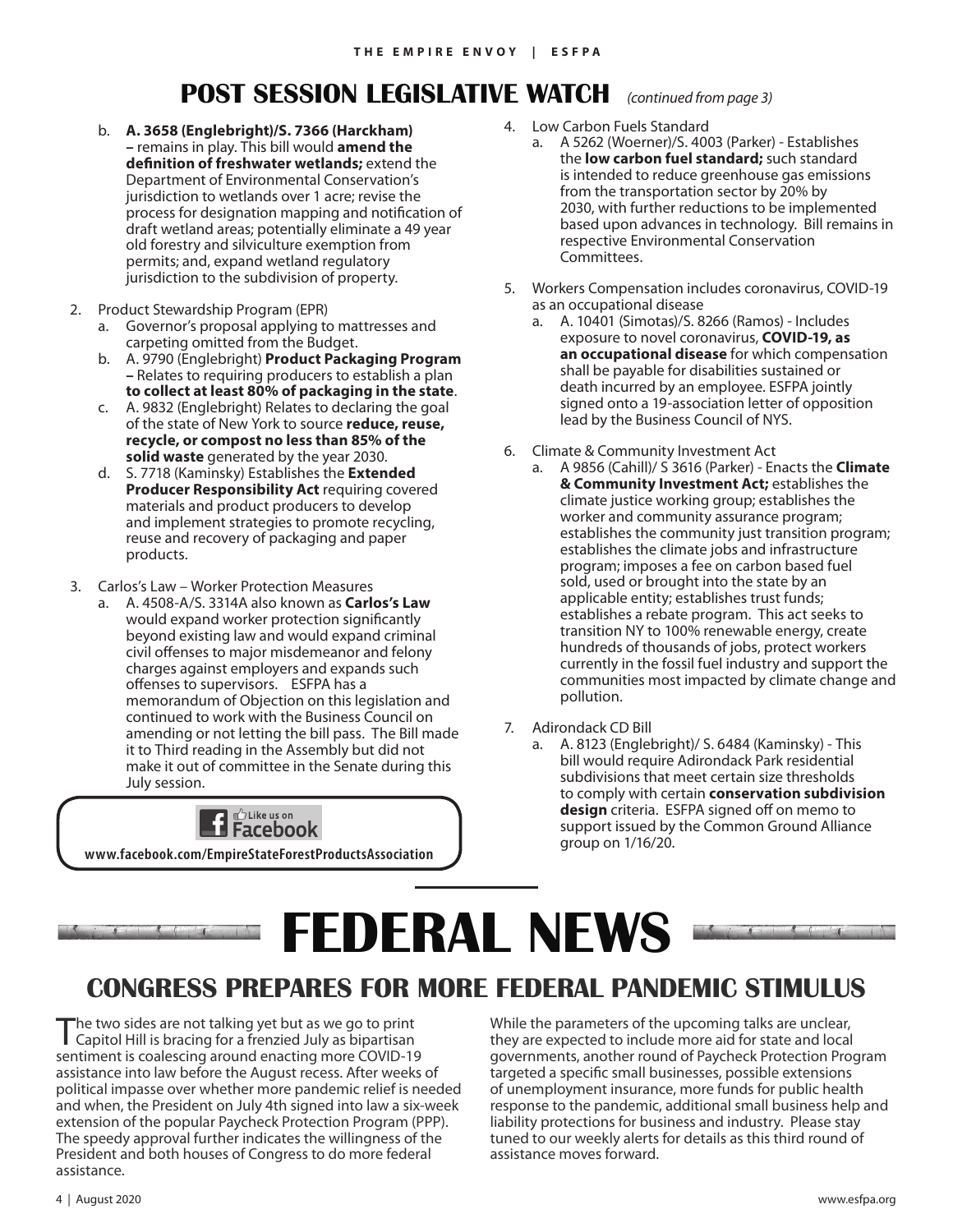## POST SESSION LEGISLATIVE WATCH *(continued from page 3)*

b. **A. 3658 (Englebright)/S. 7366 (Harckham) –** remains in play. This bill would **amend the definition of freshwater wetlands;** extend the Department of Environmental Conservation's jurisdiction to wetlands over 1 acre; revise the process for designation mapping and notification of draft wetland areas; potentially eliminate a 49 year old forestry and silviculture exemption from permits; and, expand wetland regulatory jurisdiction to the subdivision of property.

2. Product Stewardship Program (EPR)
   a. Governor's proposal applying to mattresses and carpeting omitted from the Budget.
   b. A. 9790 (Englebright) **Product Packaging Program –** Relates to requiring producers to establish a plan **to collect at least 80% of packaging in the state**.
   c. A. 9832 (Englebright) Relates to declaring the goal of the state of New York to source **reduce, reuse, recycle, or compost no less than 85% of the solid waste** generated by the year 2030.
   d. S. 7718 (Kaminsky) Establishes the **Extended Producer Responsibility Act** requiring covered materials and product producers to develop and implement strategies to promote recycling, reuse and recovery of packaging and paper products.

3. Carlos's Law – Worker Protection Measures
   a. A. 4508-A/S. 3314A also known as **Carlos's Law** would expand worker protection significantly beyond existing law and would expand criminal civil offenses to major misdemeanor and felony charges against employers and expands such offenses to supervisors. ESFPA has a memorandum of Objection on this legislation and continued to work with the Business Council on amending or not letting the bill pass. The Bill made it to Third reading in the Assembly but did not make it out of committee in the Senate during this July session.

Like us on Facebook
www.facebook.com/EmpireStateForestProductsAssociation

4. Low Carbon Fuels Standard
   a. A 5262 (Woerner)/S. 4003 (Parker) - Establishes the **low carbon fuel standard;** such standard is intended to reduce greenhouse gas emissions from the transportation sector by 20% by 2030, with further reductions to be implemented based upon advances in technology. Bill remains in respective Environmental Conservation Committees.

5. Workers Compensation includes coronavirus, COVID-19 as an occupational disease
   a. A. 10401 (Simotas)/S. 8266 (Ramos) - Includes exposure to novel coronavirus, **COVID-19, as an occupational disease** for which compensation shall be payable for disabilities sustained or death incurred by an employee. ESFPA jointly signed onto a 19-association letter of opposition lead by the Business Council of NYS.

6. Climate & Community Investment Act
   a. A 9856 (Cahill)/ S 3616 (Parker) - Enacts the **Climate & Community Investment Act;** establishes the climate justice working group; establishes the worker and community assurance program; establishes the community just transition program; establishes the climate jobs and infrastructure program; imposes a fee on carbon based fuel sold, used or brought into the state by an applicable entity; establishes trust funds; establishes a rebate program. This act seeks to transition NY to 100% renewable energy, create hundreds of thousands of jobs, protect workers currently in the fossil fuel industry and support the communities most impacted by climate change and pollution.

7. Adirondack CD Bill
   a. A. 8123 (Englebright)/ S. 6484 (Kaminsky) - This bill would require Adirondack Park residential subdivisions that meet certain size thresholds to comply with certain **conservation subdivision design** criteria. ESFPA signed off on memo to support issued by the Common Ground Alliance group on 1/16/20.

# FEDERAL NEWS

## CONGRESS PREPARES FOR MORE FEDERAL PANDEMIC STIMULUS

The two sides are not talking yet but as we go to print Capitol Hill is bracing for a frenzied July as bipartisan sentiment is coalescing around enacting more COVID-19 assistance into law before the August recess. After weeks of political impasse over whether more pandemic relief is needed and when, the President on July 4th signed into law a six-week extension of the popular Paycheck Protection Program (PPP). The speedy approval further indicates the willingness of the President and both houses of Congress to do more federal assistance.

While the parameters of the upcoming talks are unclear, they are expected to include more aid for state and local governments, another round of Paycheck Protection Program targeted a specific small businesses, possible extensions of unemployment insurance, more funds for public health response to the pandemic, additional small business help and liability protections for business and industry. Please stay tuned to our weekly alerts for details as this third round of assistance moves forward.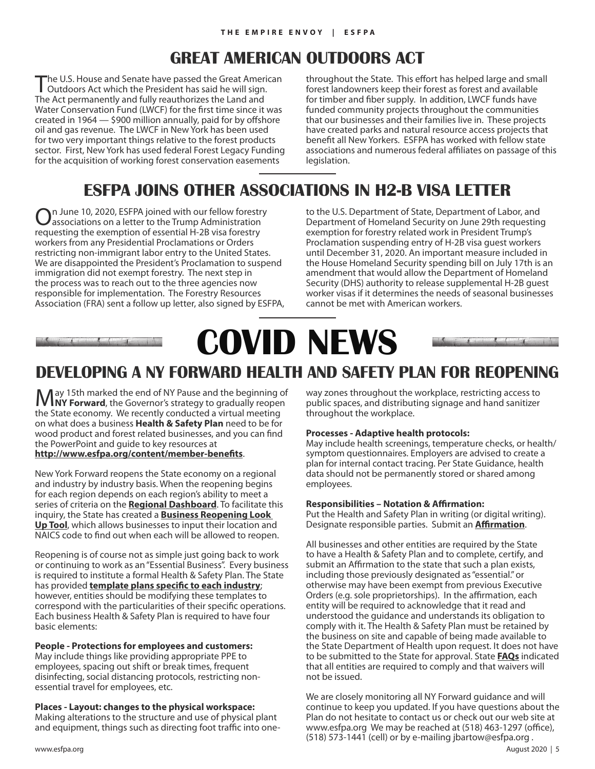## GREAT AMERICAN OUTDOORS ACT

The U.S. House and Senate have passed the Great American Outdoors Act which the President has said he will sign. The Act permanently and fully reauthorizes the Land and Water Conservation Fund (LWCF) for the first time since it was created in 1964 — $900 million annually, paid for by offshore oil and gas revenue. The LWCF in New York has been used for two very important things relative to the forest products sector. First, New York has used federal Forest Legacy Funding for the acquisition of working forest conservation easements throughout the State. This effort has helped large and small forest landowners keep their forest as forest and available for timber and fiber supply. In addition, LWCF funds have funded community projects throughout the communities that our businesses and their families live in. These projects have created parks and natural resource access projects that benefit all New Yorkers. ESFPA has worked with fellow state associations and numerous federal affiliates on passage of this legislation.

## ESFPA JOINS OTHER ASSOCIATIONS IN H2-B VISA LETTER

On June 10, 2020, ESFPA joined with our fellow forestry associations on a letter to the Trump Administration requesting the exemption of essential H-2B visa forestry workers from any Presidential Proclamations or Orders restricting non-immigrant labor entry to the United States. We are disappointed the President's Proclamation to suspend immigration did not exempt forestry. The next step in the process was to reach out to the three agencies now responsible for implementation. The Forestry Resources Association (FRA) sent a follow up letter, also signed by ESFPA, to the U.S. Department of State, Department of Labor, and Department of Homeland Security on June 29th requesting exemption for forestry related work in President Trump's Proclamation suspending entry of H-2B visa guest workers until December 31, 2020. An important measure included in the House Homeland Security spending bill on July 17th is an amendment that would allow the Department of Homeland Security (DHS) authority to release supplemental H-2B guest worker visas if it determines the needs of seasonal businesses cannot be met with American workers.

# COVID NEWS

## DEVELOPING A NY FORWARD HEALTH AND SAFETY PLAN FOR REOPENING

May 15th marked the end of NY Pause and the beginning of **NY Forward**, the Governor's strategy to gradually reopen the State economy. We recently conducted a virtual meeting on what does a business **Health & Safety Plan** need to be for wood product and forest related businesses, and you can find the PowerPoint and guide to key resources at **http://www.esfpa.org/content/member-benefits**.

New York Forward reopens the State economy on a regional and industry by industry basis. When the reopening begins for each region depends on each region's ability to meet a series of criteria on the **Regional Dashboard**. To facilitate this inquiry, the State has created a **Business Reopening Look Up Tool**, which allows businesses to input their location and NAICS code to find out when each will be allowed to reopen.

Reopening is of course not as simple just going back to work or continuing to work as an "Essential Business". Every business is required to institute a formal Health & Safety Plan. The State has provided **template plans specific to each industry**; however, entities should be modifying these templates to correspond with the particularities of their specific operations. Each business Health & Safety Plan is required to have four basic elements:

**People - Protections for employees and customers:**
May include things like providing appropriate PPE to employees, spacing out shift or break times, frequent disinfecting, social distancing protocols, restricting non-essential travel for employees, etc.

**Places - Layout: changes to the physical workspace:**
Making alterations to the structure and use of physical plant and equipment, things such as directing foot traffic into one-way zones throughout the workplace, restricting access to public spaces, and distributing signage and hand sanitizer throughout the workplace.

**Processes - Adaptive health protocols:**
May include health screenings, temperature checks, or health/symptom questionnaires. Employers are advised to create a plan for internal contact tracing. Per State Guidance, health data should not be permanently stored or shared among employees.

**Responsibilities – Notation & Affirmation:**
Put the Health and Safety Plan in writing (or digital writing). Designate responsible parties. Submit an **Affirmation**.

All businesses and other entities are required by the State to have a Health & Safety Plan and to complete, certify, and submit an Affirmation to the state that such a plan exists, including those previously designated as "essential." or otherwise may have been exempt from previous Executive Orders (e.g. sole proprietorships). In the affirmation, each entity will be required to acknowledge that it read and understood the guidance and understands its obligation to comply with it. The Health & Safety Plan must be retained by the business on site and capable of being made available to the State Department of Health upon request. It does not have to be submitted to the State for approval. State **FAQs** indicated that all entities are required to comply and that waivers will not be issued.

We are closely monitoring all NY Forward guidance and will continue to keep you updated. If you have questions about the Plan do not hesitate to contact us or check out our web site at www.esfpa.org We may be reached at (518) 463-1297 (office), (518) 573-1441 (cell) or by e-mailing jbartow@esfpa.org .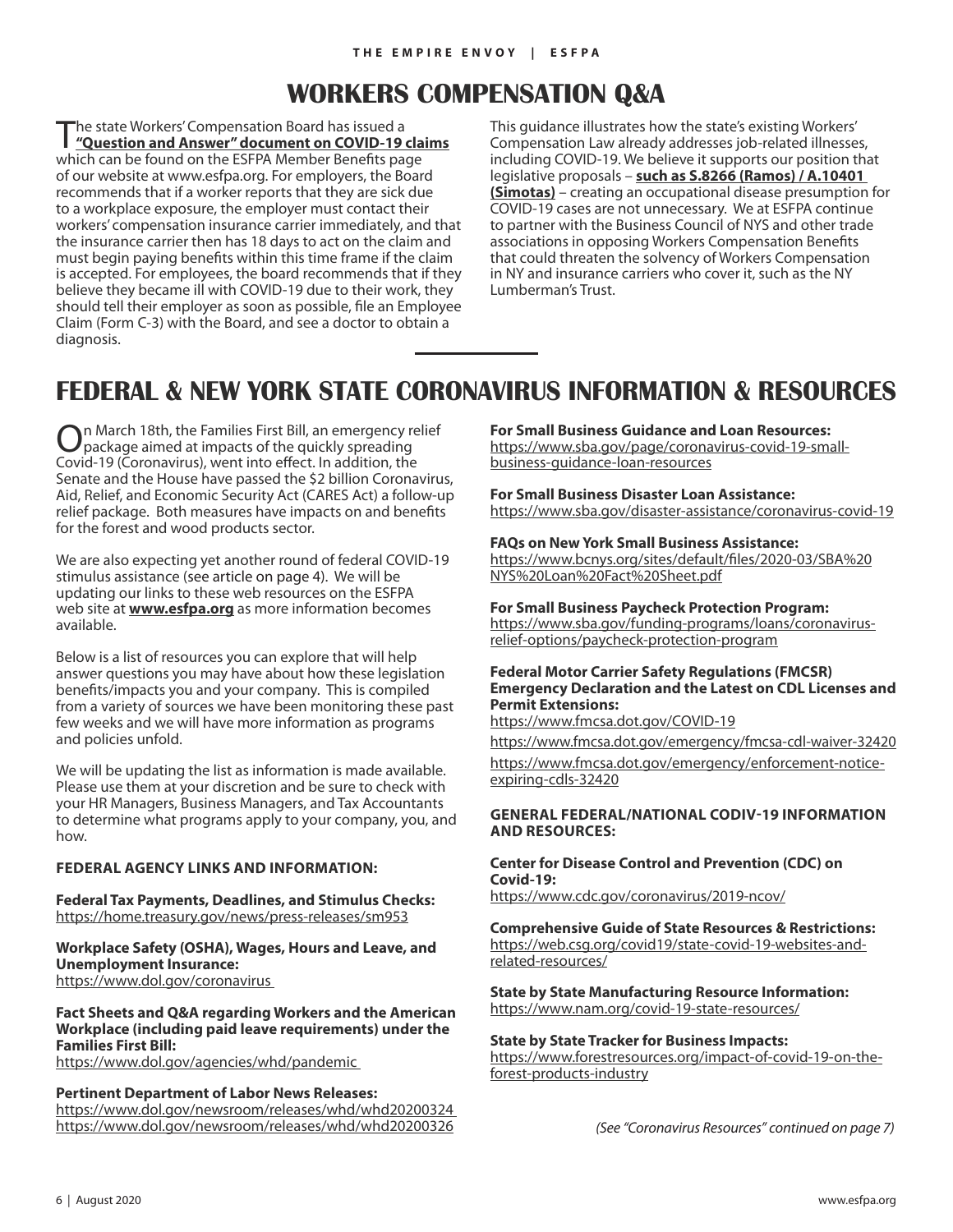# WORKERS COMPENSATION Q&A

The state Workers' Compensation Board has issued a **"Question and Answer" document on COVID-19 claims** which can be found on the ESFPA Member Benefits page of our website at www.esfpa.org. For employers, the Board recommends that if a worker reports that they are sick due to a workplace exposure, the employer must contact their workers' compensation insurance carrier immediately, and that the insurance carrier then has 18 days to act on the claim and must begin paying benefits within this time frame if the claim is accepted. For employees, the board recommends that if they believe they became ill with COVID-19 due to their work, they should tell their employer as soon as possible, file an Employee Claim (Form C-3) with the Board, and see a doctor to obtain a diagnosis.

This guidance illustrates how the state's existing Workers' Compensation Law already addresses job-related illnesses, including COVID-19. We believe it supports our position that legislative proposals – **such as S.8266 (Ramos) / A.10401 (Simotas)** – creating an occupational disease presumption for COVID-19 cases are not unnecessary. We at ESFPA continue to partner with the Business Council of NYS and other trade associations in opposing Workers Compensation Benefits that could threaten the solvency of Workers Compensation in NY and insurance carriers who cover it, such as the NY Lumberman's Trust.

# FEDERAL & NEW YORK STATE CORONAVIRUS INFORMATION & RESOURCES

On March 18th, the Families First Bill, an emergency relief package aimed at impacts of the quickly spreading Covid-19 (Coronavirus), went into effect. In addition, the Senate and the House have passed the $2 billion Coronavirus, Aid, Relief, and Economic Security Act (CARES Act) a follow-up relief package. Both measures have impacts on and benefits for the forest and wood products sector.

We are also expecting yet another round of federal COVID-19 stimulus assistance (see article on page 4). We will be updating our links to these web resources on the ESFPA web site at **www.esfpa.org** as more information becomes available.

Below is a list of resources you can explore that will help answer questions you may have about how these legislation benefits/impacts you and your company. This is compiled from a variety of sources we have been monitoring these past few weeks and we will have more information as programs and policies unfold.

We will be updating the list as information is made available. Please use them at your discretion and be sure to check with your HR Managers, Business Managers, and Tax Accountants to determine what programs apply to your company, you, and how.

**FEDERAL AGENCY LINKS AND INFORMATION:**

**Federal Tax Payments, Deadlines, and Stimulus Checks:**
https://home.treasury.gov/news/press-releases/sm953

**Workplace Safety (OSHA), Wages, Hours and Leave, and Unemployment Insurance:**
https://www.dol.gov/coronavirus

**Fact Sheets and Q&A regarding Workers and the American Workplace (including paid leave requirements) under the Families First Bill:**
https://www.dol.gov/agencies/whd/pandemic

**Pertinent Department of Labor News Releases:**
https://www.dol.gov/newsroom/releases/whd/whd20200324
https://www.dol.gov/newsroom/releases/whd/whd20200326

**For Small Business Guidance and Loan Resources:**
https://www.sba.gov/page/coronavirus-covid-19-small-business-guidance-loan-resources

**For Small Business Disaster Loan Assistance:**
https://www.sba.gov/disaster-assistance/coronavirus-covid-19

**FAQs on New York Small Business Assistance:**
https://www.bcnys.org/sites/default/files/2020-03/SBA%20NYS%20Loan%20Fact%20Sheet.pdf

**For Small Business Paycheck Protection Program:**
https://www.sba.gov/funding-programs/loans/coronavirus-relief-options/paycheck-protection-program

**Federal Motor Carrier Safety Regulations (FMCSR) Emergency Declaration and the Latest on CDL Licenses and Permit Extensions:**
https://www.fmcsa.dot.gov/COVID-19
https://www.fmcsa.dot.gov/emergency/fmcsa-cdl-waiver-32420
https://www.fmcsa.dot.gov/emergency/enforcement-notice-expiring-cdls-32420

**GENERAL FEDERAL/NATIONAL CODIV-19 INFORMATION AND RESOURCES:**

**Center for Disease Control and Prevention (CDC) on Covid-19:**
https://www.cdc.gov/coronavirus/2019-ncov/

**Comprehensive Guide of State Resources & Restrictions:**
https://web.csg.org/covid19/state-covid-19-websites-and-related-resources/

**State by State Manufacturing Resource Information:**
https://www.nam.org/covid-19-state-resources/

**State by State Tracker for Business Impacts:**
https://www.forestresources.org/impact-of-covid-19-on-the-forest-products-industry

*(See "Coronavirus Resources" continued on page 7)*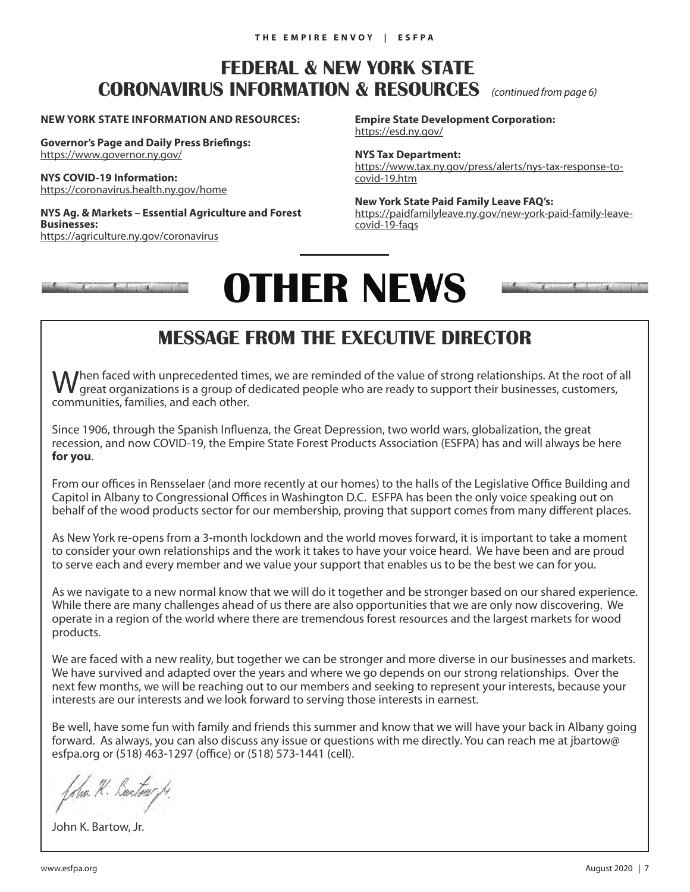# FEDERAL & NEW YORK STATE CORONAVIRUS INFORMATION & RESOURCES *(continued from page 6)*

**NEW YORK STATE INFORMATION AND RESOURCES:**

**Governor's Page and Daily Press Briefings:**
https://www.governor.ny.gov/

**NYS COVID-19 Information:**
https://coronavirus.health.ny.gov/home

**NYS Ag. & Markets – Essential Agriculture and Forest Businesses:**
https://agriculture.ny.gov/coronavirus

**Empire State Development Corporation:**
https://esd.ny.gov/

**NYS Tax Department:**
https://www.tax.ny.gov/press/alerts/nys-tax-response-to-covid-19.htm

**New York State Paid Family Leave FAQ's:**
https://paidfamilyleave.ny.gov/new-york-paid-family-leave-covid-19-faqs

# OTHER NEWS

## MESSAGE FROM THE EXECUTIVE DIRECTOR

When faced with unprecedented times, we are reminded of the value of strong relationships. At the root of all great organizations is a group of dedicated people who are ready to support their businesses, customers, communities, families, and each other.

Since 1906, through the Spanish Influenza, the Great Depression, two world wars, globalization, the great recession, and now COVID-19, the Empire State Forest Products Association (ESFPA) has and will always be here **for you**.

From our offices in Rensselaer (and more recently at our homes) to the halls of the Legislative Office Building and Capitol in Albany to Congressional Offices in Washington D.C. ESFPA has been the only voice speaking out on behalf of the wood products sector for our membership, proving that support comes from many different places.

As New York re-opens from a 3-month lockdown and the world moves forward, it is important to take a moment to consider your own relationships and the work it takes to have your voice heard. We have been and are proud to serve each and every member and we value your support that enables us to be the best we can for you.

As we navigate to a new normal know that we will do it together and be stronger based on our shared experience. While there are many challenges ahead of us there are also opportunities that we are only now discovering. We operate in a region of the world where there are tremendous forest resources and the largest markets for wood products.

We are faced with a new reality, but together we can be stronger and more diverse in our businesses and markets. We have survived and adapted over the years and where we go depends on our strong relationships. Over the next few months, we will be reaching out to our members and seeking to represent your interests, because your interests are our interests and we look forward to serving those interests in earnest.

Be well, have some fun with family and friends this summer and know that we will have your back in Albany going forward. As always, you can also discuss any issue or questions with me directly. You can reach me at jbartow@esfpa.org or (518) 463-1297 (office) or (518) 573-1441 (cell).

John K. Bartow, Jr.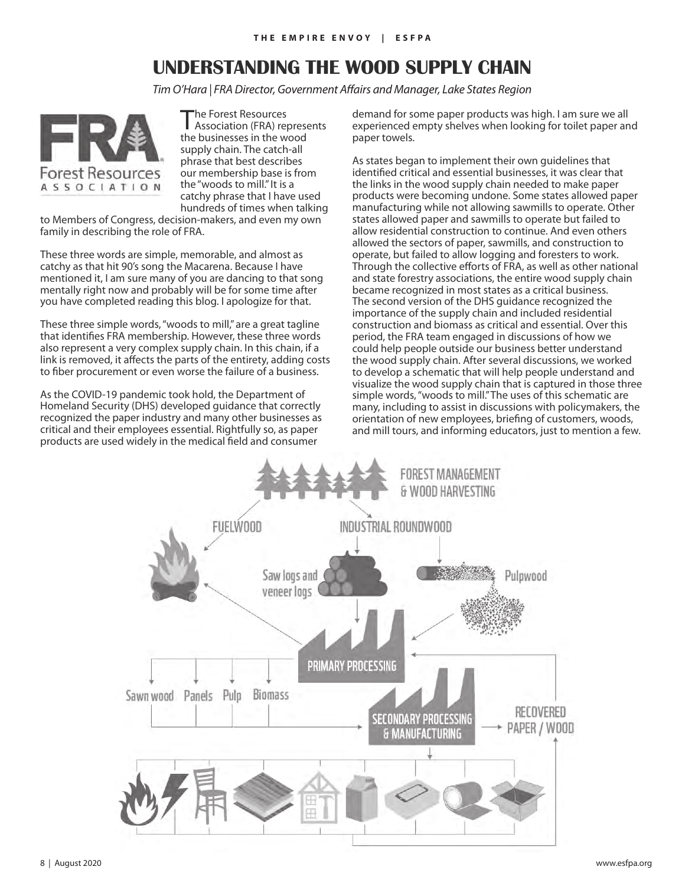# UNDERSTANDING THE WOOD SUPPLY CHAIN

*Tim O'Hara | FRA Director, Government Affairs and Manager, Lake States Region*

The Forest Resources Association (FRA) represents the businesses in the wood supply chain. The catch-all phrase that best describes our membership base is from the "woods to mill." It is a catchy phrase that I have used hundreds of times when talking to Members of Congress, decision-makers, and even my own family in describing the role of FRA.

These three words are simple, memorable, and almost as catchy as that hit 90's song the Macarena. Because I have mentioned it, I am sure many of you are dancing to that song mentally right now and probably will be for some time after you have completed reading this blog. I apologize for that.

These three simple words, "woods to mill," are a great tagline that identifies FRA membership. However, these three words also represent a very complex supply chain. In this chain, if a link is removed, it affects the parts of the entirety, adding costs to fiber procurement or even worse the failure of a business.

As the COVID-19 pandemic took hold, the Department of Homeland Security (DHS) developed guidance that correctly recognized the paper industry and many other businesses as critical and their employees essential. Rightfully so, as paper products are used widely in the medical field and consumer demand for some paper products was high. I am sure we all experienced empty shelves when looking for toilet paper and paper towels.

As states began to implement their own guidelines that identified critical and essential businesses, it was clear that the links in the wood supply chain needed to make paper products were becoming undone. Some states allowed paper manufacturing while not allowing sawmills to operate. Other states allowed paper and sawmills to operate but failed to allow residential construction to continue. And even others allowed the sectors of paper, sawmills, and construction to operate, but failed to allow logging and foresters to work. Through the collective efforts of FRA, as well as other national and state forestry associations, the entire wood supply chain became recognized in most states as a critical business. The second version of the DHS guidance recognized the importance of the supply chain and included residential construction and biomass as critical and essential. Over this period, the FRA team engaged in discussions of how we could help people outside our business better understand the wood supply chain. After several discussions, we worked to develop a schematic that will help people understand and visualize the wood supply chain that is captured in those three simple words, "woods to mill." The uses of this schematic are many, including to assist in discussions with policymakers, the orientation of new employees, briefing of customers, woods, and mill tours, and informing educators, just to mention a few.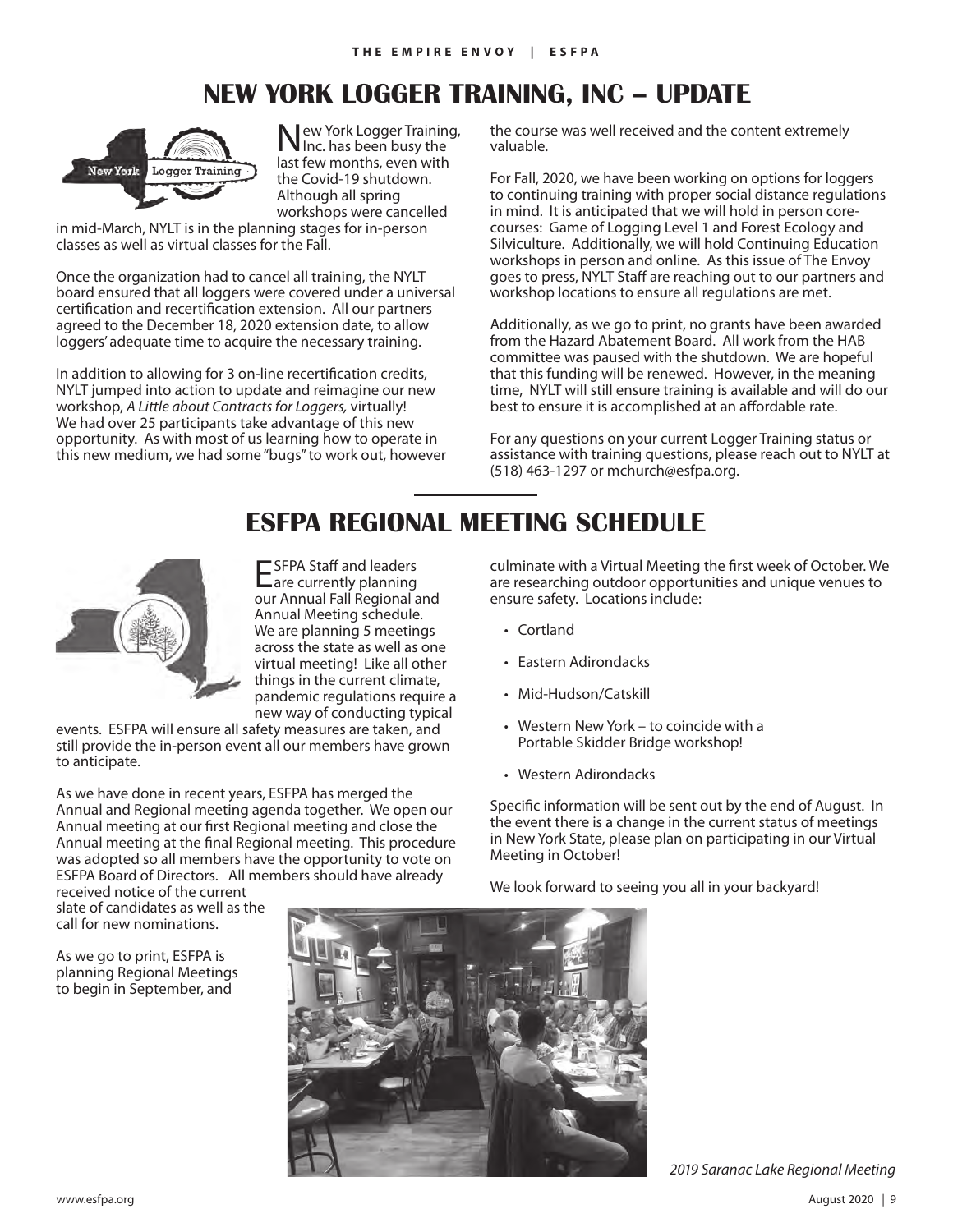# NEW YORK LOGGER TRAINING, INC – UPDATE

New York Logger Training, Inc. has been busy the last few months, even with the Covid-19 shutdown. Although all spring workshops were cancelled in mid-March, NYLT is in the planning stages for in-person classes as well as virtual classes for the Fall.

Once the organization had to cancel all training, the NYLT board ensured that all loggers were covered under a universal certification and recertification extension. All our partners agreed to the December 18, 2020 extension date, to allow loggers' adequate time to acquire the necessary training.

In addition to allowing for 3 on-line recertification credits, NYLT jumped into action to update and reimagine our new workshop, *A Little about Contracts for Loggers,* virtually! We had over 25 participants take advantage of this new opportunity. As with most of us learning how to operate in this new medium, we had some "bugs" to work out, however the course was well received and the content extremely valuable.

For Fall, 2020, we have been working on options for loggers to continuing training with proper social distance regulations in mind. It is anticipated that we will hold in person core-courses: Game of Logging Level 1 and Forest Ecology and Silviculture. Additionally, we will hold Continuing Education workshops in person and online. As this issue of The Envoy goes to press, NYLT Staff are reaching out to our partners and workshop locations to ensure all regulations are met.

Additionally, as we go to print, no grants have been awarded from the Hazard Abatement Board. All work from the HAB committee was paused with the shutdown. We are hopeful that this funding will be renewed. However, in the meaning time, NYLT will still ensure training is available and will do our best to ensure it is accomplished at an affordable rate.

For any questions on your current Logger Training status or assistance with training questions, please reach out to NYLT at (518) 463-1297 or mchurch@esfpa.org.

# ESFPA REGIONAL MEETING SCHEDULE

ESFPA Staff and leaders are currently planning our Annual Fall Regional and Annual Meeting schedule. We are planning 5 meetings across the state as well as one virtual meeting! Like all other things in the current climate, pandemic regulations require a new way of conducting typical events. ESFPA will ensure all safety measures are taken, and still provide the in-person event all our members have grown to anticipate.

As we have done in recent years, ESFPA has merged the Annual and Regional meeting agenda together. We open our Annual meeting at our first Regional meeting and close the Annual meeting at the final Regional meeting. This procedure was adopted so all members have the opportunity to vote on ESFPA Board of Directors. All members should have already received notice of the current slate of candidates as well as the call for new nominations.

As we go to print, ESFPA is planning Regional Meetings to begin in September, and culminate with a Virtual Meeting the first week of October. We are researching outdoor opportunities and unique venues to ensure safety. Locations include:

- Cortland
- Eastern Adirondacks
- Mid-Hudson/Catskill
- Western New York – to coincide with a Portable Skidder Bridge workshop!
- Western Adirondacks

Specific information will be sent out by the end of August. In the event there is a change in the current status of meetings in New York State, please plan on participating in our Virtual Meeting in October!

We look forward to seeing you all in your backyard!

*2019 Saranac Lake Regional Meeting*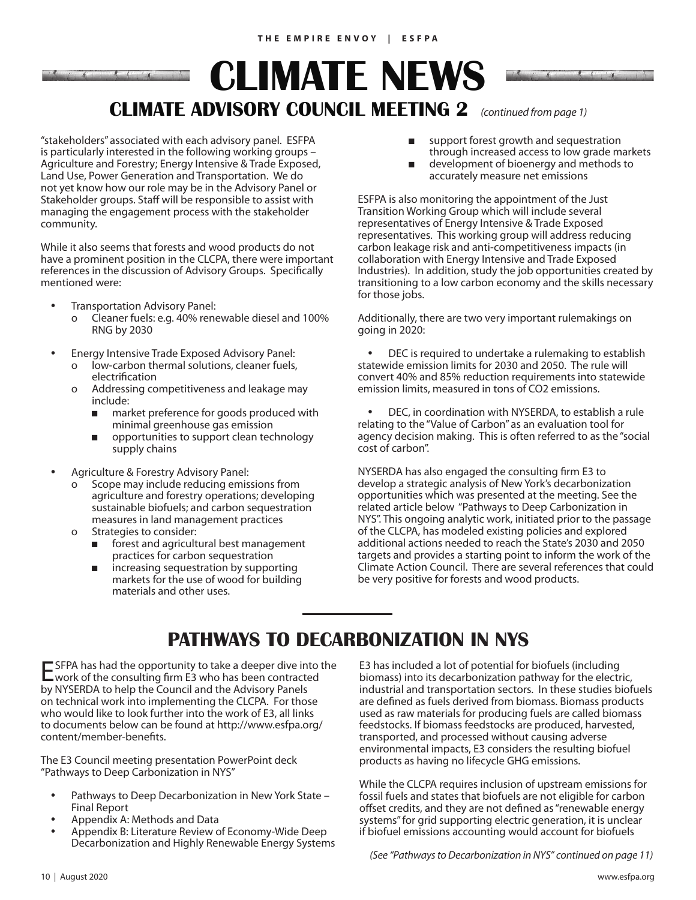# CLIMATE NEWS

## CLIMATE ADVISORY COUNCIL MEETING 2 *(continued from page 1)*

"stakeholders" associated with each advisory panel. ESFPA is particularly interested in the following working groups – Agriculture and Forestry; Energy Intensive & Trade Exposed, Land Use, Power Generation and Transportation. We do not yet know how our role may be in the Advisory Panel or Stakeholder groups. Staff will be responsible to assist with managing the engagement process with the stakeholder community.

While it also seems that forests and wood products do not have a prominent position in the CLCPA, there were important references in the discussion of Advisory Groups. Specifically mentioned were:

- Transportation Advisory Panel:
  - Cleaner fuels: e.g. 40% renewable diesel and 100% RNG by 2030
- Energy Intensive Trade Exposed Advisory Panel:
  - low-carbon thermal solutions, cleaner fuels, electrification
  - Addressing competitiveness and leakage may include:
    - market preference for goods produced with minimal greenhouse gas emission
    - opportunities to support clean technology supply chains
- Agriculture & Forestry Advisory Panel:
  - Scope may include reducing emissions from agriculture and forestry operations; developing sustainable biofuels; and carbon sequestration measures in land management practices
  - Strategies to consider:
    - forest and agricultural best management practices for carbon sequestration
    - increasing sequestration by supporting markets for the use of wood for building materials and other uses.
    - support forest growth and sequestration through increased access to low grade markets
    - development of bioenergy and methods to accurately measure net emissions

ESFPA is also monitoring the appointment of the Just Transition Working Group which will include several representatives of Energy Intensive & Trade Exposed representatives. This working group will address reducing carbon leakage risk and anti-competitiveness impacts (in collaboration with Energy Intensive and Trade Exposed Industries). In addition, study the job opportunities created by transitioning to a low carbon economy and the skills necessary for those jobs.

Additionally, there are two very important rulemakings on going in 2020:

- DEC is required to undertake a rulemaking to establish statewide emission limits for 2030 and 2050. The rule will convert 40% and 85% reduction requirements into statewide emission limits, measured in tons of $CO_2$ emissions.
- DEC, in coordination with NYSERDA, to establish a rule relating to the "Value of Carbon" as an evaluation tool for agency decision making. This is often referred to as the "social cost of carbon".

NYSERDA has also engaged the consulting firm E3 to develop a strategic analysis of New York's decarbonization opportunities which was presented at the meeting. See the related article below "Pathways to Deep Carbonization in NYS". This ongoing analytic work, initiated prior to the passage of the CLCPA, has modeled existing policies and explored additional actions needed to reach the State's 2030 and 2050 targets and provides a starting point to inform the work of the Climate Action Council. There are several references that could be very positive for forests and wood products.

## PATHWAYS TO DECARBONIZATION IN NYS

ESFPA has had the opportunity to take a deeper dive into the work of the consulting firm E3 who has been contracted by NYSERDA to help the Council and the Advisory Panels on technical work into implementing the CLCPA. For those who would like to look further into the work of E3, all links to documents below can be found at http://www.esfpa.org/content/member-benefits.

The E3 Council meeting presentation PowerPoint deck "Pathways to Deep Carbonization in NYS"

- Pathways to Deep Decarbonization in New York State – Final Report
- Appendix A: Methods and Data
- Appendix B: Literature Review of Economy-Wide Deep Decarbonization and Highly Renewable Energy Systems

E3 has included a lot of potential for biofuels (including biomass) into its decarbonization pathway for the electric, industrial and transportation sectors. In these studies biofuels are defined as fuels derived from biomass. Biomass products used as raw materials for producing fuels are called biomass feedstocks. If biomass feedstocks are produced, harvested, transported, and processed without causing adverse environmental impacts, E3 considers the resulting biofuel products as having no lifecycle GHG emissions.

While the CLCPA requires inclusion of upstream emissions for fossil fuels and states that biofuels are not eligible for carbon offset credits, and they are not defined as "renewable energy systems" for grid supporting electric generation, it is unclear if biofuel emissions accounting would account for biofuels

*(See "Pathways to Decarbonization in NYS" continued on page 11)*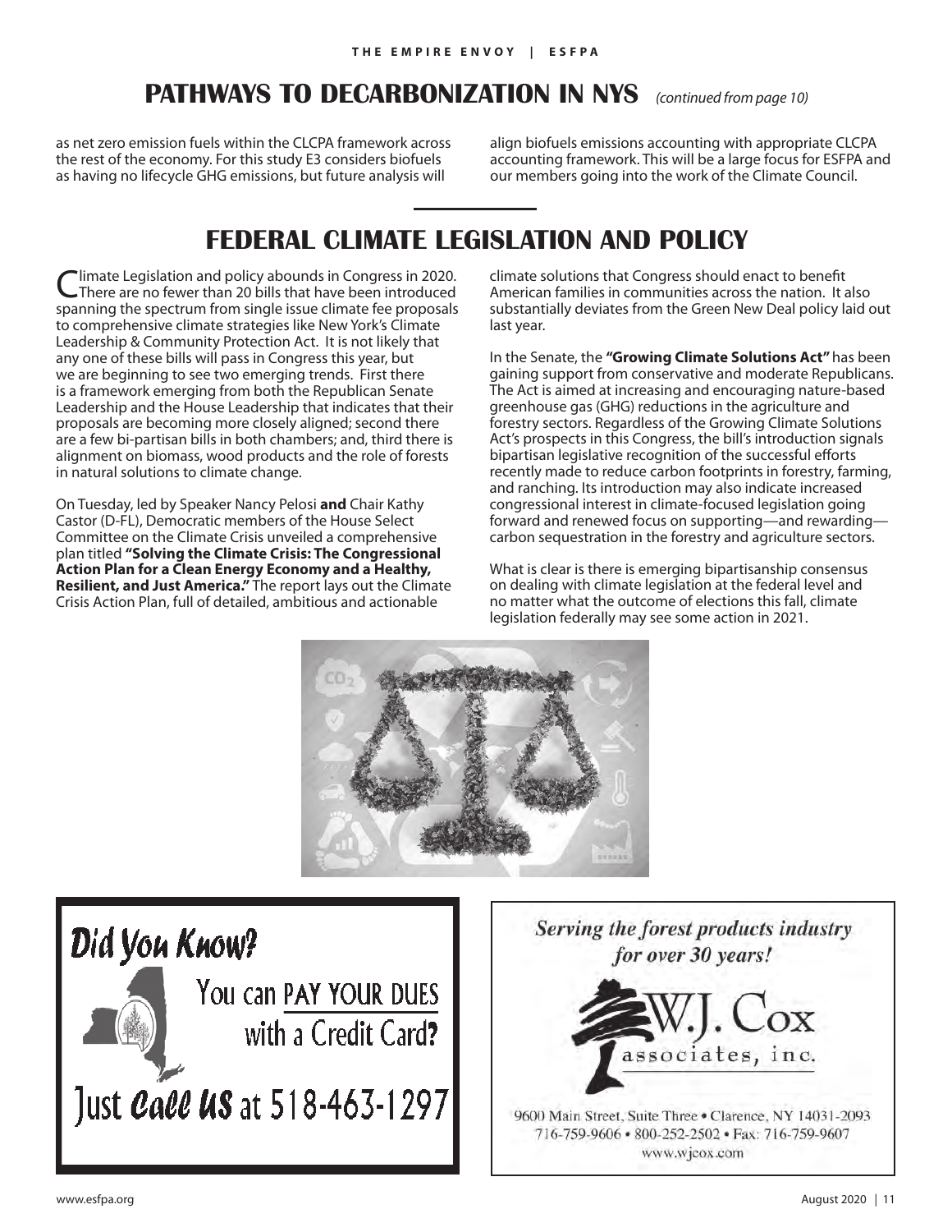## PATHWAYS TO DECARBONIZATION IN NYS *(continued from page 10)*

as net zero emission fuels within the CLCPA framework across the rest of the economy. For this study E3 considers biofuels as having no lifecycle GHG emissions, but future analysis will align biofuels emissions accounting with appropriate CLCPA accounting framework. This will be a large focus for ESFPA and our members going into the work of the Climate Council.

## FEDERAL CLIMATE LEGISLATION AND POLICY

Climate Legislation and policy abounds in Congress in 2020. There are no fewer than 20 bills that have been introduced spanning the spectrum from single issue climate fee proposals to comprehensive climate strategies like New York's Climate Leadership & Community Protection Act. It is not likely that any one of these bills will pass in Congress this year, but we are beginning to see two emerging trends. First there is a framework emerging from both the Republican Senate Leadership and the House Leadership that indicates that their proposals are becoming more closely aligned; second there are a few bi-partisan bills in both chambers; and, third there is alignment on biomass, wood products and the role of forests in natural solutions to climate change.

On Tuesday, led by Speaker Nancy Pelosi **and** Chair Kathy Castor (D-FL), Democratic members of the House Select Committee on the Climate Crisis unveiled a comprehensive plan titled **"Solving the Climate Crisis: The Congressional Action Plan for a Clean Energy Economy and a Healthy, Resilient, and Just America."** The report lays out the Climate Crisis Action Plan, full of detailed, ambitious and actionable climate solutions that Congress should enact to benefit American families in communities across the nation. It also substantially deviates from the Green New Deal policy laid out last year.

In the Senate, the **"Growing Climate Solutions Act"** has been gaining support from conservative and moderate Republicans. The Act is aimed at increasing and encouraging nature-based greenhouse gas (GHG) reductions in the agriculture and forestry sectors. Regardless of the Growing Climate Solutions Act's prospects in this Congress, the bill's introduction signals bipartisan legislative recognition of the successful efforts recently made to reduce carbon footprints in forestry, farming, and ranching. Its introduction may also indicate increased congressional interest in climate-focused legislation going forward and renewed focus on supporting—and rewarding—carbon sequestration in the forestry and agriculture sectors.

What is clear is there is emerging bipartisanship consensus on dealing with climate legislation at the federal level and no matter what the outcome of elections this fall, climate legislation federally may see some action in 2021.

**Did You Know?**

You can PAY YOUR DUES with a Credit Card?

Just Call US at 518-463-1297

*Serving the forest products industry for over 30 years!*

W.J. Cox associates, inc.

9600 Main Street, Suite Three • Clarence, NY 14031-2093
716-759-9606 • 800-252-2502 • Fax: 716-759-9607
www.wjcox.com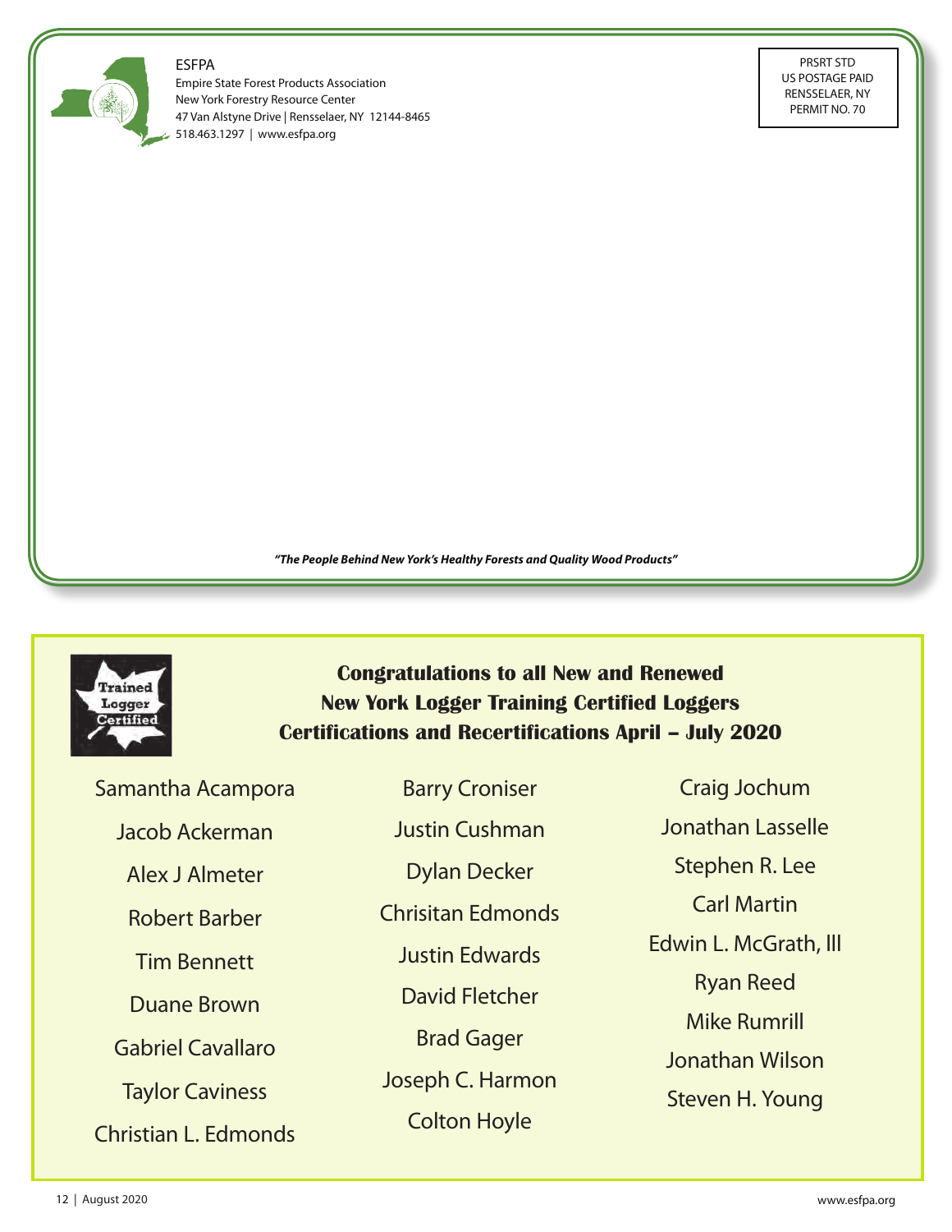ESFPA
Empire State Forest Products Association
New York Forestry Resource Center
47 Van Alstyne Drive | Rensselaer, NY 12144-8465
518.463.1297 | www.esfpa.org

PRSRT STD
US POSTAGE PAID
RENSSELAER, NY
PERMIT NO. 70

***"The People Behind New York's Healthy Forests and Quality Wood Products"***

Trained Logger Certified

## Congratulations to all New and Renewed New York Logger Training Certified Loggers Certifications and Recertifications April – July 2020

Samantha Acampora
Jacob Ackerman
Alex J Almeter
Robert Barber
Tim Bennett
Duane Brown
Gabriel Cavallaro
Taylor Caviness
Christian L. Edmonds
Barry Croniser
Justin Cushman
Dylan Decker
Chrisitan Edmonds
Justin Edwards
David Fletcher
Brad Gager
Joseph C. Harmon
Colton Hoyle
Craig Jochum
Jonathan Lasselle
Stephen R. Lee
Carl Martin
Edwin L. McGrath, III
Ryan Reed
Mike Rumrill
Jonathan Wilson
Steven H. Young